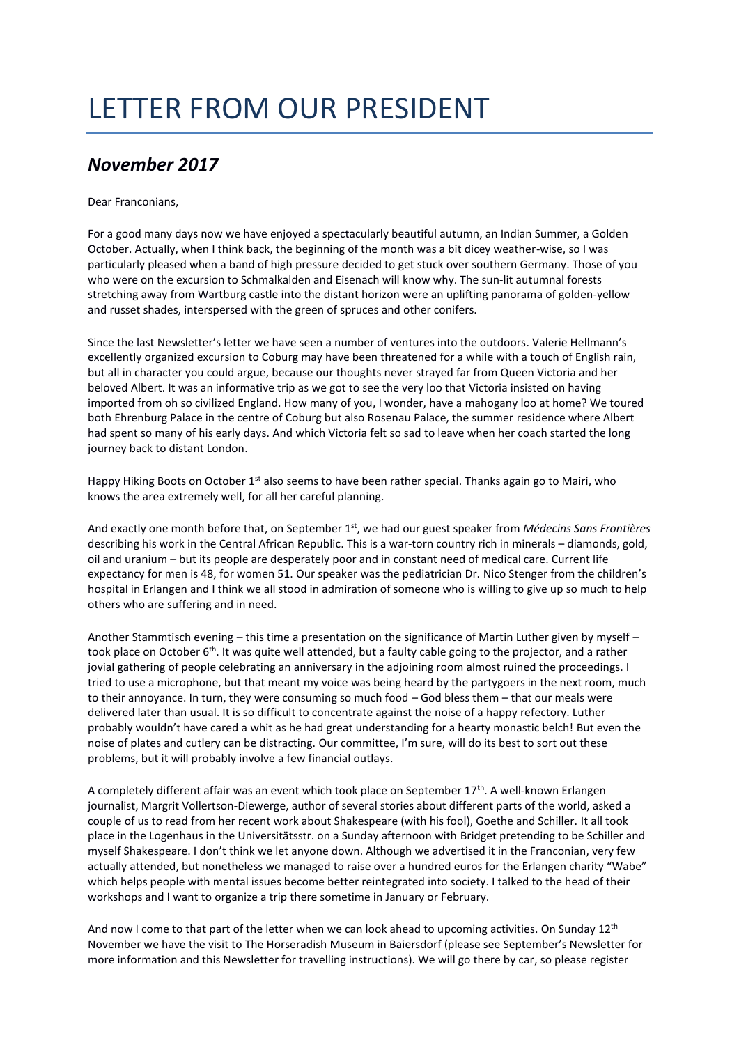# LETTER FROM OUR PRESIDENT

## *November 2017*

Dear Franconians,

For a good many days now we have enjoyed a spectacularly beautiful autumn, an Indian Summer, a Golden October. Actually, when I think back, the beginning of the month was a bit dicey weather-wise, so I was particularly pleased when a band of high pressure decided to get stuck over southern Germany. Those of you who were on the excursion to Schmalkalden and Eisenach will know why. The sun-lit autumnal forests stretching away from Wartburg castle into the distant horizon were an uplifting panorama of golden-yellow and russet shades, interspersed with the green of spruces and other conifers.

Since the last Newsletter's letter we have seen a number of ventures into the outdoors. Valerie Hellmann's excellently organized excursion to Coburg may have been threatened for a while with a touch of English rain, but all in character you could argue, because our thoughts never strayed far from Queen Victoria and her beloved Albert. It was an informative trip as we got to see the very loo that Victoria insisted on having imported from oh so civilized England. How many of you, I wonder, have a mahogany loo at home? We toured both Ehrenburg Palace in the centre of Coburg but also Rosenau Palace, the summer residence where Albert had spent so many of his early days. And which Victoria felt so sad to leave when her coach started the long journey back to distant London.

Happy Hiking Boots on October 1st also seems to have been rather special. Thanks again go to Mairi, who knows the area extremely well, for all her careful planning.

And exactly one month before that, on September 1st, we had our guest speaker from *Médecins Sans Frontières* describing his work in the Central African Republic. This is a war-torn country rich in minerals – diamonds, gold, oil and uranium – but its people are desperately poor and in constant need of medical care. Current life expectancy for men is 48, for women 51. Our speaker was the pediatrician Dr. Nico Stenger from the children's hospital in Erlangen and I think we all stood in admiration of someone who is willing to give up so much to help others who are suffering and in need.

Another Stammtisch evening – this time a presentation on the significance of Martin Luther given by myself – took place on October 6th. It was quite well attended, but a faulty cable going to the projector, and a rather jovial gathering of people celebrating an anniversary in the adjoining room almost ruined the proceedings. I tried to use a microphone, but that meant my voice was being heard by the partygoers in the next room, much to their annoyance. In turn, they were consuming so much food – God bless them – that our meals were delivered later than usual. It is so difficult to concentrate against the noise of a happy refectory. Luther probably wouldn't have cared a whit as he had great understanding for a hearty monastic belch! But even the noise of plates and cutlery can be distracting. Our committee, I'm sure, will do its best to sort out these problems, but it will probably involve a few financial outlays.

A completely different affair was an event which took place on September 17th. A well-known Erlangen journalist, Margrit Vollertson-Diewerge, author of several stories about different parts of the world, asked a couple of us to read from her recent work about Shakespeare (with his fool), Goethe and Schiller. It all took place in the Logenhaus in the Universitätsstr. on a Sunday afternoon with Bridget pretending to be Schiller and myself Shakespeare. I don't think we let anyone down. Although we advertised it in the Franconian, very few actually attended, but nonetheless we managed to raise over a hundred euros for the Erlangen charity "Wabe" which helps people with mental issues become better reintegrated into society. I talked to the head of their workshops and I want to organize a trip there sometime in January or February.

And now I come to that part of the letter when we can look ahead to upcoming activities. On Sunday 12th November we have the visit to The Horseradish Museum in Baiersdorf (please see September's Newsletter for more information and this Newsletter for travelling instructions). We will go there by car, so please register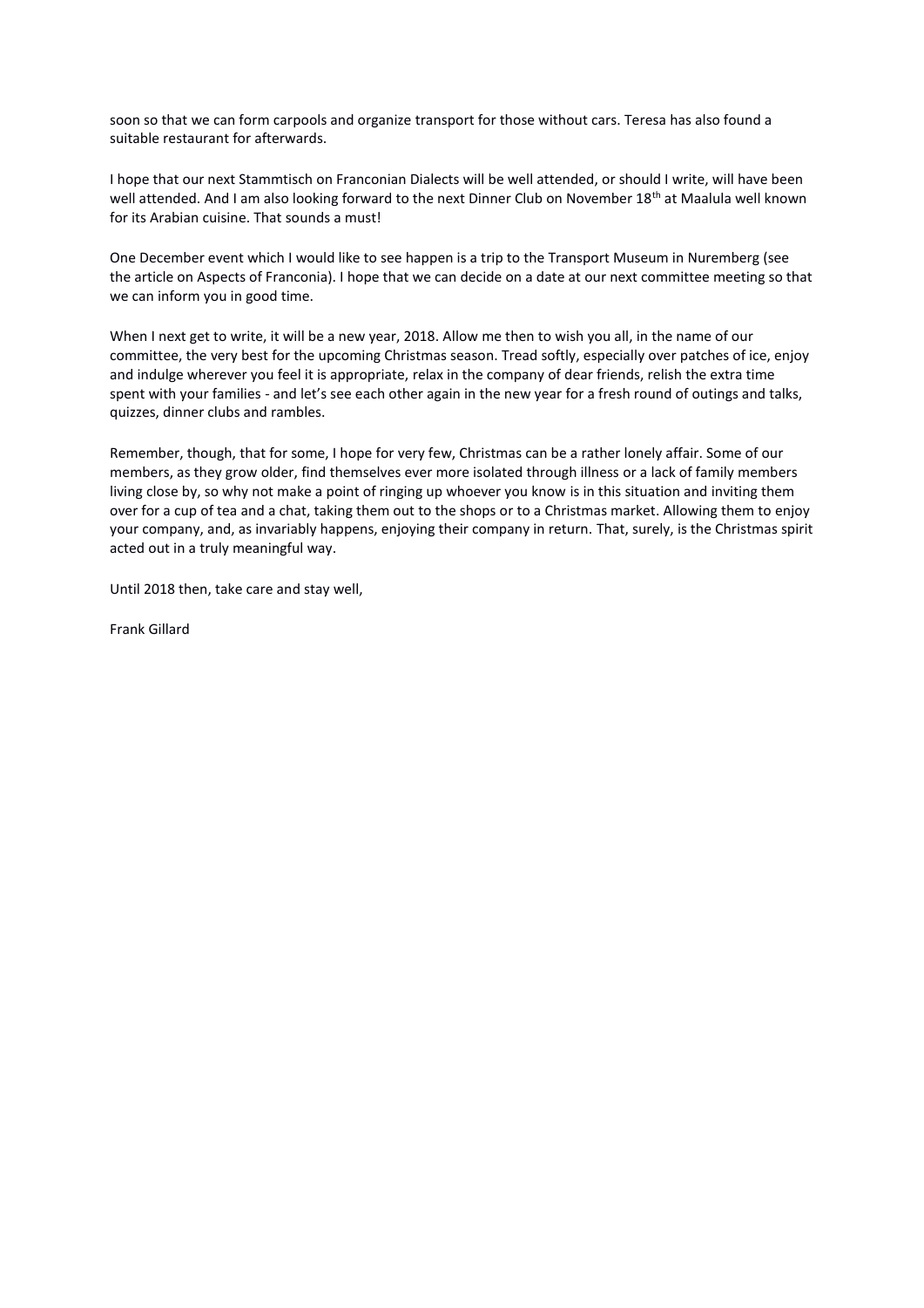soon so that we can form carpools and organize transport for those without cars. Teresa has also found a suitable restaurant for afterwards.

I hope that our next Stammtisch on Franconian Dialects will be well attended, or should I write, will have been well attended. And I am also looking forward to the next Dinner Club on November 18th at Maalula well known for its Arabian cuisine. That sounds a must!

One December event which I would like to see happen is a trip to the Transport Museum in Nuremberg (see the article on Aspects of Franconia). I hope that we can decide on a date at our next committee meeting so that we can inform you in good time.

When I next get to write, it will be a new year, 2018. Allow me then to wish you all, in the name of our committee, the very best for the upcoming Christmas season. Tread softly, especially over patches of ice, enjoy and indulge wherever you feel it is appropriate, relax in the company of dear friends, relish the extra time spent with your families - and let's see each other again in the new year for a fresh round of outings and talks, quizzes, dinner clubs and rambles.

Remember, though, that for some, I hope for very few, Christmas can be a rather lonely affair. Some of our members, as they grow older, find themselves ever more isolated through illness or a lack of family members living close by, so why not make a point of ringing up whoever you know is in this situation and inviting them over for a cup of tea and a chat, taking them out to the shops or to a Christmas market. Allowing them to enjoy your company, and, as invariably happens, enjoying their company in return. That, surely, is the Christmas spirit acted out in a truly meaningful way.

Until 2018 then, take care and stay well,

Frank Gillard